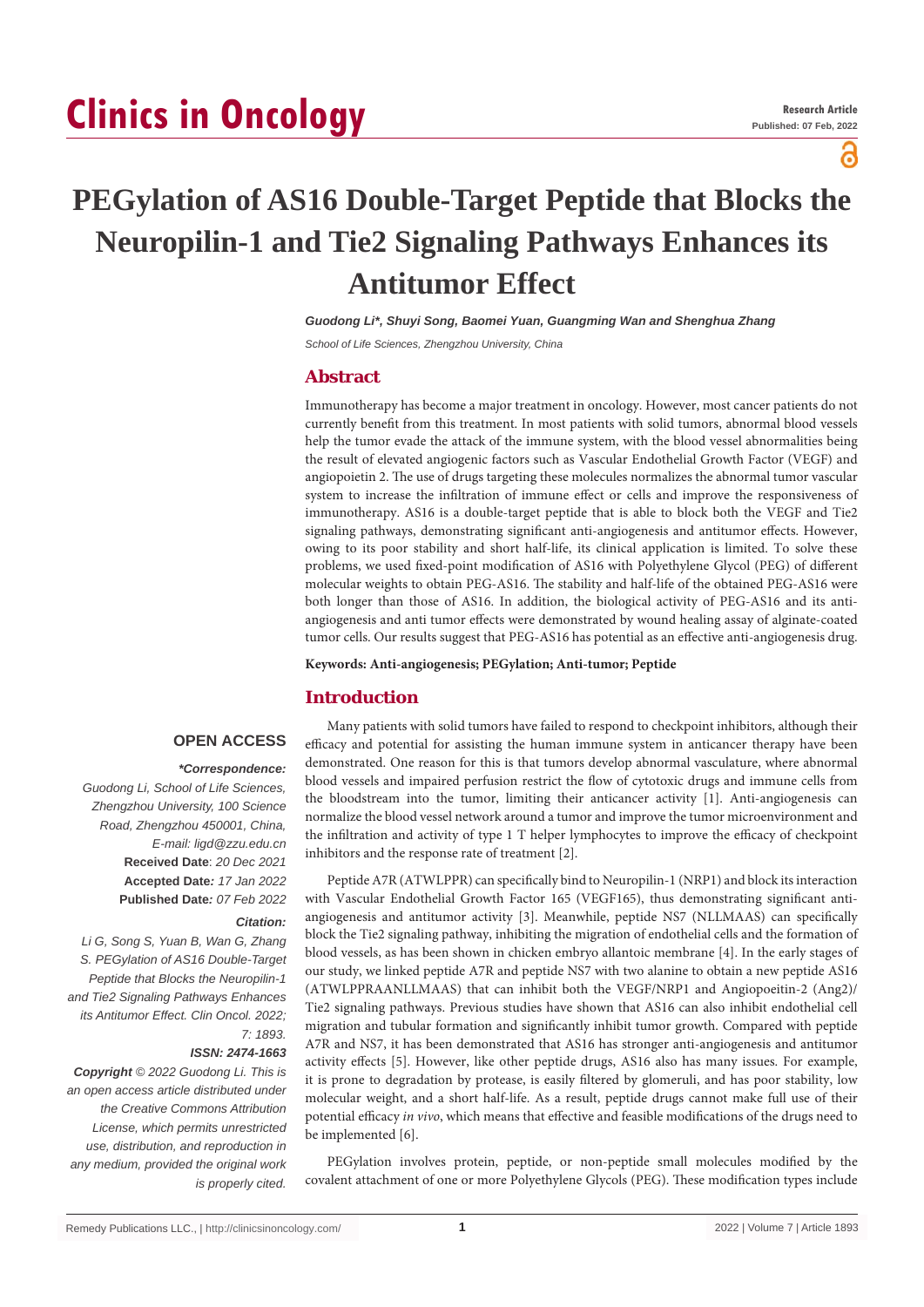# PEGylation of AS16 Double-Target Peptide that Blocks the Neuropilin-1 and Tie2 Signaling Pathways Enhances its Antitumor Effect

***Guodong Li\*, Shuyi Song, Baomei Yuan, Guangming Wan and Shenghua Zhang***

*School of Life Sciences, Zhengzhou University, China*

## Abstract

Immunotherapy has become a major treatment in oncology. However, most cancer patients do not currently benefit from this treatment. In most patients with solid tumors, abnormal blood vessels help the tumor evade the attack of the immune system, with the blood vessel abnormalities being the result of elevated angiogenic factors such as Vascular Endothelial Growth Factor (VEGF) and angiopoietin 2. The use of drugs targeting these molecules normalizes the abnormal tumor vascular system to increase the infiltration of immune effect or cells and improve the responsiveness of immunotherapy. AS16 is a double-target peptide that is able to block both the VEGF and Tie2 signaling pathways, demonstrating significant anti-angiogenesis and antitumor effects. However, owing to its poor stability and short half-life, its clinical application is limited. To solve these problems, we used fixed-point modification of AS16 with Polyethylene Glycol (PEG) of different molecular weights to obtain PEG-AS16. The stability and half-life of the obtained PEG-AS16 were both longer than those of AS16. In addition, the biological activity of PEG-AS16 and its anti-angiogenesis and anti tumor effects were demonstrated by wound healing assay of alginate-coated tumor cells. Our results suggest that PEG-AS16 has potential as an effective anti-angiogenesis drug.

**Keywords: Anti-angiogenesis; PEGylation; Anti-tumor; Peptide**

**OPEN ACCESS**

***\*Correspondence:***

*Guodong Li, School of Life Sciences, Zhengzhou University, 100 Science Road, Zhengzhou 450001, China,*
*E-mail: ligd@zzu.edu.cn*

**Received Date**: *20 Dec 2021*

**Accepted Date***: 17 Jan 2022*

**Published Date***: 07 Feb 2022*

***Citation:***

*Li G, Song S, Yuan B, Wan G, Zhang S. PEGylation of AS16 Double-Target Peptide that Blocks the Neuropilin-1 and Tie2 Signaling Pathways Enhances its Antitumor Effect. Clin Oncol. 2022; 7: 1893.*

***ISSN: 2474-1663***

***Copyright** © 2022 Guodong Li. This is an open access article distributed under the Creative Commons Attribution License, which permits unrestricted use, distribution, and reproduction in any medium, provided the original work is properly cited.*

## Introduction

Many patients with solid tumors have failed to respond to checkpoint inhibitors, although their efficacy and potential for assisting the human immune system in anticancer therapy have been demonstrated. One reason for this is that tumors develop abnormal vasculature, where abnormal blood vessels and impaired perfusion restrict the flow of cytotoxic drugs and immune cells from the bloodstream into the tumor, limiting their anticancer activity [1]. Anti-angiogenesis can normalize the blood vessel network around a tumor and improve the tumor microenvironment and the infiltration and activity of type 1 T helper lymphocytes to improve the efficacy of checkpoint inhibitors and the response rate of treatment [2].

Peptide A7R (ATWLPPR) can specifically bind to Neuropilin-1 (NRP1) and block its interaction with Vascular Endothelial Growth Factor 165 (VEGF165), thus demonstrating significant anti-angiogenesis and antitumor activity [3]. Meanwhile, peptide NS7 (NLLMAAS) can specifically block the Tie2 signaling pathway, inhibiting the migration of endothelial cells and the formation of blood vessels, as has been shown in chicken embryo allantoic membrane [4]. In the early stages of our study, we linked peptide A7R and peptide NS7 with two alanine to obtain a new peptide AS16 (ATWLPPRAANLLMAAS) that can inhibit both the VEGF/NRP1 and Angiopoeitin-2 (Ang2)/Tie2 signaling pathways. Previous studies have shown that AS16 can also inhibit endothelial cell migration and tubular formation and significantly inhibit tumor growth. Compared with peptide A7R and NS7, it has been demonstrated that AS16 has stronger anti-angiogenesis and antitumor activity effects [5]. However, like other peptide drugs, AS16 also has many issues. For example, it is prone to degradation by protease, is easily filtered by glomeruli, and has poor stability, low molecular weight, and a short half-life. As a result, peptide drugs cannot make full use of their potential efficacy *in vivo*, which means that effective and feasible modifications of the drugs need to be implemented [6].

PEGylation involves protein, peptide, or non-peptide small molecules modified by the covalent attachment of one or more Polyethylene Glycols (PEG). These modification types include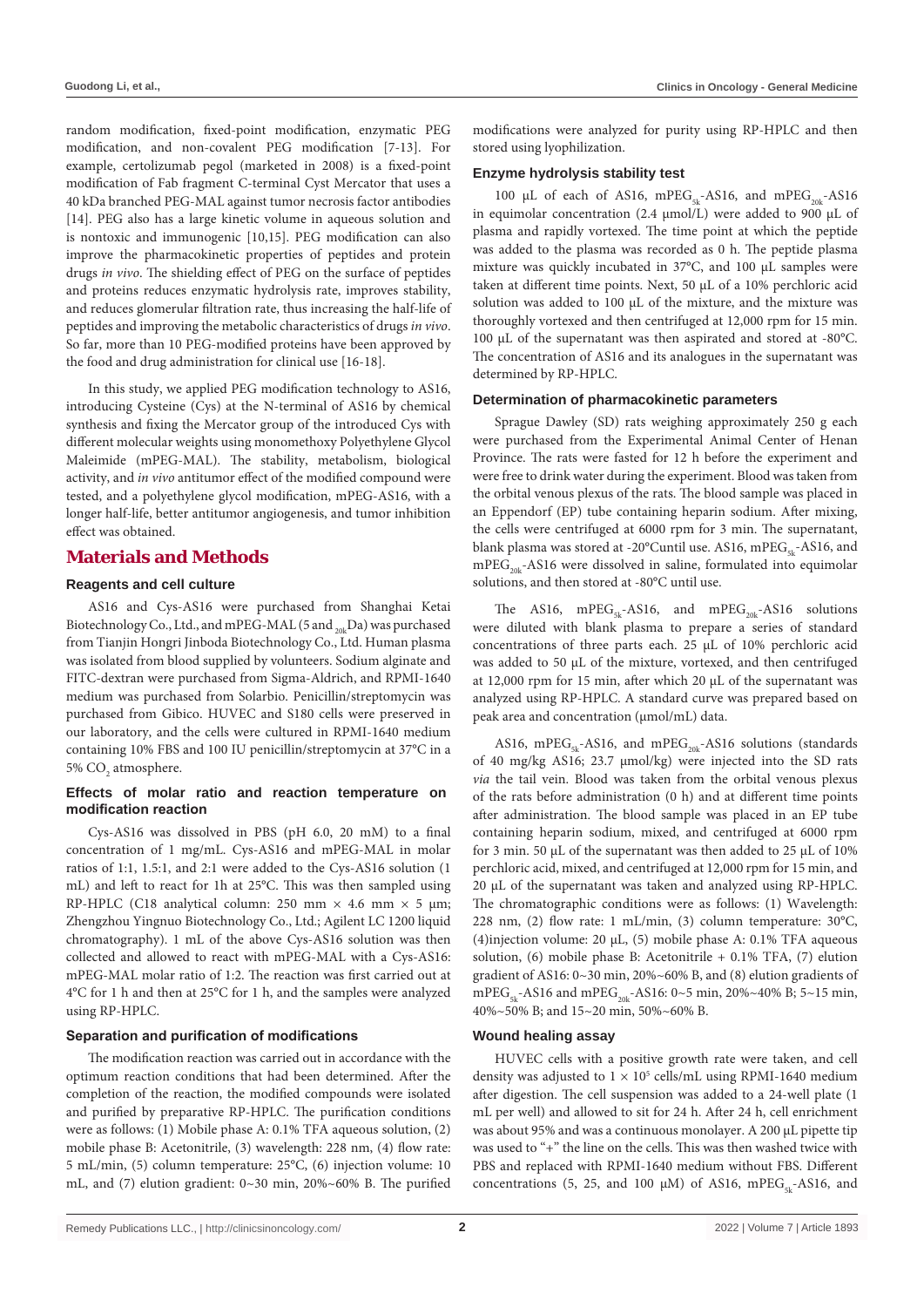random modification, fixed-point modification, enzymatic PEG modification, and non-covalent PEG modification [7-13]. For example, certolizumab pegol (marketed in 2008) is a fixed-point modification of Fab fragment C-terminal Cyst Mercator that uses a 40 kDa branched PEG-MAL against tumor necrosis factor antibodies [14]. PEG also has a large kinetic volume in aqueous solution and is nontoxic and immunogenic [10,15]. PEG modification can also improve the pharmacokinetic properties of peptides and protein drugs *in vivo*. The shielding effect of PEG on the surface of peptides and proteins reduces enzymatic hydrolysis rate, improves stability, and reduces glomerular filtration rate, thus increasing the half-life of peptides and improving the metabolic characteristics of drugs *in vivo*. So far, more than 10 PEG-modified proteins have been approved by the food and drug administration for clinical use [16-18].

In this study, we applied PEG modification technology to AS16, introducing Cysteine (Cys) at the N-terminal of AS16 by chemical synthesis and fixing the Mercator group of the introduced Cys with different molecular weights using monomethoxy Polyethylene Glycol Maleimide (mPEG-MAL). The stability, metabolism, biological activity, and *in vivo* antitumor effect of the modified compound were tested, and a polyethylene glycol modification, mPEG-AS16, with a longer half-life, better antitumor angiogenesis, and tumor inhibition effect was obtained.

## Materials and Methods

### Reagents and cell culture

AS16 and Cys-AS16 were purchased from Shanghai Ketai Biotechnology Co., Ltd., and mPEG-MAL (5 and $_{20k}$Da) was purchased from Tianjin Hongri Jinboda Biotechnology Co., Ltd. Human plasma was isolated from blood supplied by volunteers. Sodium alginate and FITC-dextran were purchased from Sigma-Aldrich, and RPMI-1640 medium was purchased from Solarbio. Penicillin/streptomycin was purchased from Gibico. HUVEC and S180 cells were preserved in our laboratory, and the cells were cultured in RPMI-1640 medium containing 10% FBS and 100 IU penicillin/streptomycin at 37°C in a 5% $CO_2$ atmosphere.

### Effects of molar ratio and reaction temperature on modification reaction

Cys-AS16 was dissolved in PBS (pH 6.0, 20 mM) to a final concentration of 1 mg/mL. Cys-AS16 and mPEG-MAL in molar ratios of 1:1, 1.5:1, and 2:1 were added to the Cys-AS16 solution (1 mL) and left to react for 1h at 25°C. This was then sampled using RP-HPLC (C18 analytical column: 250 mm × 4.6 mm × 5 μm; Zhengzhou Yingnuo Biotechnology Co., Ltd.; Agilent LC 1200 liquid chromatography). 1 mL of the above Cys-AS16 solution was then collected and allowed to react with mPEG-MAL with a Cys-AS16: mPEG-MAL molar ratio of 1:2. The reaction was first carried out at 4°C for 1 h and then at 25°C for 1 h, and the samples were analyzed using RP-HPLC.

### Separation and purification of modifications

The modification reaction was carried out in accordance with the optimum reaction conditions that had been determined. After the completion of the reaction, the modified compounds were isolated and purified by preparative RP-HPLC. The purification conditions were as follows: (1) Mobile phase A: 0.1% TFA aqueous solution, (2) mobile phase B: Acetonitrile, (3) wavelength: 228 nm, (4) flow rate: 5 mL/min, (5) column temperature: 25°C, (6) injection volume: 10 mL, and (7) elution gradient: 0~30 min, 20%~60% B. The purified modifications were analyzed for purity using RP-HPLC and then stored using lyophilization.

### Enzyme hydrolysis stability test

100 μL of each of AS16, mPEG$_{5k}$-AS16, and mPEG$_{20k}$-AS16 in equimolar concentration (2.4 μmol/L) were added to 900 μL of plasma and rapidly vortexed. The time point at which the peptide was added to the plasma was recorded as 0 h. The peptide plasma mixture was quickly incubated in 37°C, and 100 μL samples were taken at different time points. Next, 50 μL of a 10% perchloric acid solution was added to 100 μL of the mixture, and the mixture was thoroughly vortexed and then centrifuged at 12,000 rpm for 15 min. 100 μL of the supernatant was then aspirated and stored at -80°C. The concentration of AS16 and its analogues in the supernatant was determined by RP-HPLC.

### Determination of pharmacokinetic parameters

Sprague Dawley (SD) rats weighing approximately 250 g each were purchased from the Experimental Animal Center of Henan Province. The rats were fasted for 12 h before the experiment and were free to drink water during the experiment. Blood was taken from the orbital venous plexus of the rats. The blood sample was placed in an Eppendorf (EP) tube containing heparin sodium. After mixing, the cells were centrifuged at 6000 rpm for 3 min. The supernatant, blank plasma was stored at -20°Cuntil use. AS16, mPEG$_{5k}$-AS16, and mPEG$_{20k}$-AS16 were dissolved in saline, formulated into equimolar solutions, and then stored at -80°C until use.

The AS16, mPEG$_{5k}$-AS16, and mPEG$_{20k}$-AS16 solutions were diluted with blank plasma to prepare a series of standard concentrations of three parts each. 25 μL of 10% perchloric acid was added to 50 μL of the mixture, vortexed, and then centrifuged at 12,000 rpm for 15 min, after which 20 μL of the supernatant was analyzed using RP-HPLC. A standard curve was prepared based on peak area and concentration (μmol/mL) data.

AS16, mPEG$_{5k}$-AS16, and mPEG$_{20k}$-AS16 solutions (standards of 40 mg/kg AS16; 23.7 μmol/kg) were injected into the SD rats *via* the tail vein. Blood was taken from the orbital venous plexus of the rats before administration (0 h) and at different time points after administration. The blood sample was placed in an EP tube containing heparin sodium, mixed, and centrifuged at 6000 rpm for 3 min. 50 μL of the supernatant was then added to 25 μL of 10% perchloric acid, mixed, and centrifuged at 12,000 rpm for 15 min, and 20 μL of the supernatant was taken and analyzed using RP-HPLC. The chromatographic conditions were as follows: (1) Wavelength: 228 nm, (2) flow rate: 1 mL/min, (3) column temperature: 30°C, (4)injection volume: 20 μL, (5) mobile phase A: 0.1% TFA aqueous solution, (6) mobile phase B: Acetonitrile + 0.1% TFA, (7) elution gradient of AS16: 0~30 min, 20%~60% B, and (8) elution gradients of mPEG$_{5k}$-AS16 and mPEG$_{20k}$-AS16: 0~5 min, 20%~40% B; 5~15 min, 40%~50% B; and 15~20 min, 50%~60% B.

### Wound healing assay

HUVEC cells with a positive growth rate were taken, and cell density was adjusted to $1 \times 10^5$ cells/mL using RPMI-1640 medium after digestion. The cell suspension was added to a 24-well plate (1 mL per well) and allowed to sit for 24 h. After 24 h, cell enrichment was about 95% and was a continuous monolayer. A 200 μL pipette tip was used to "+" the line on the cells. This was then washed twice with PBS and replaced with RPMI-1640 medium without FBS. Different concentrations (5, 25, and 100 μM) of AS16, mPEG$_{5k}$-AS16, and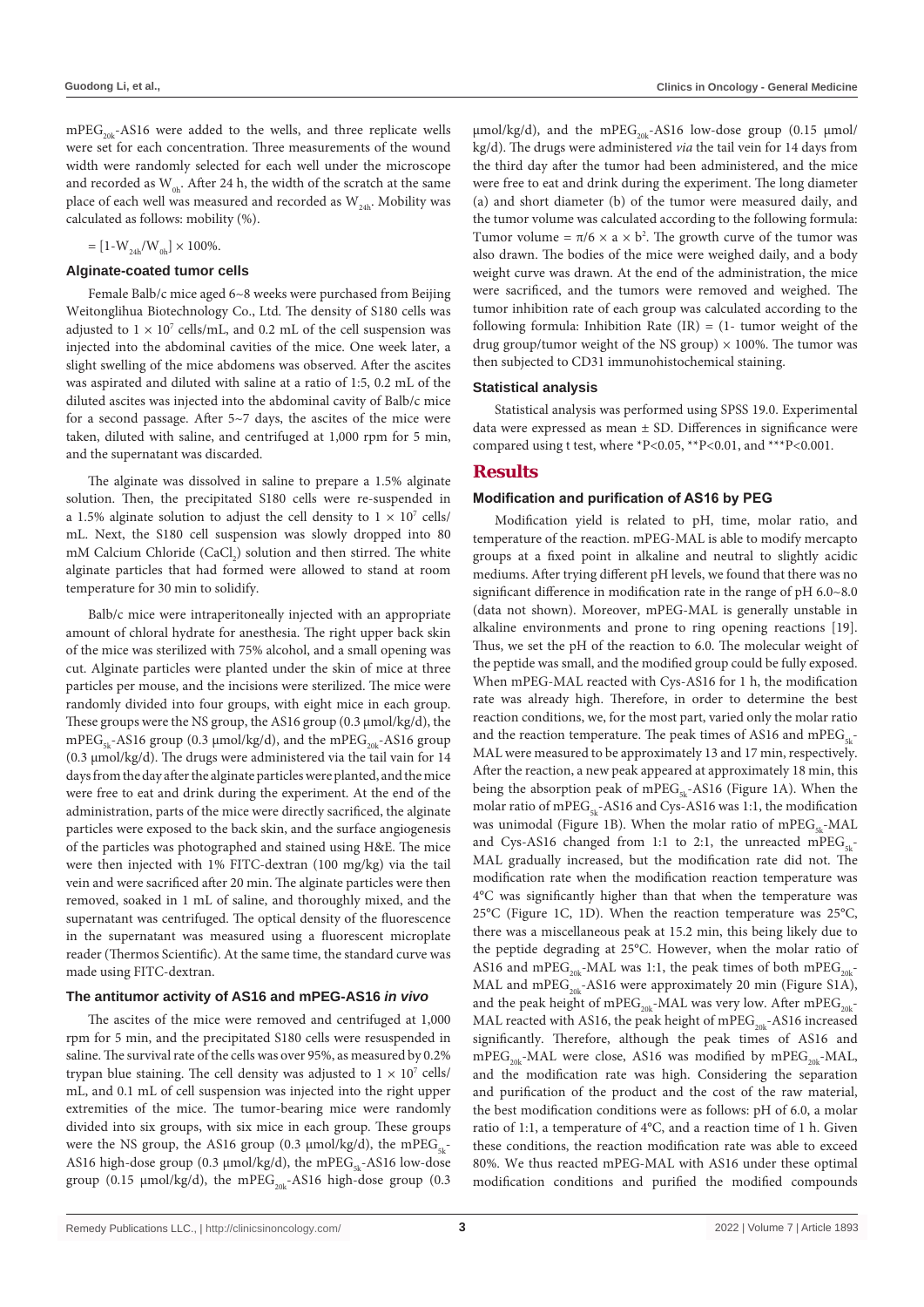$mPEG_{20k}$-AS16 were added to the wells, and three replicate wells were set for each concentration. Three measurements of the wound width were randomly selected for each well under the microscope and recorded as $W_{0h}$. After 24 h, the width of the scratch at the same place of each well was measured and recorded as $W_{24h}$. Mobility was calculated as follows: mobility (%).

$= [1-W_{24h}/W_{0h}] \times 100\%$.

### Alginate-coated tumor cells

Female Balb/c mice aged 6~8 weeks were purchased from Beijing Weitonglihua Biotechnology Co., Ltd. The density of S180 cells was adjusted to $1 \times 10^7$ cells/mL, and 0.2 mL of the cell suspension was injected into the abdominal cavities of the mice. One week later, a slight swelling of the mice abdomens was observed. After the ascites was aspirated and diluted with saline at a ratio of 1:5, 0.2 mL of the diluted ascites was injected into the abdominal cavity of Balb/c mice for a second passage. After 5~7 days, the ascites of the mice were taken, diluted with saline, and centrifuged at 1,000 rpm for 5 min, and the supernatant was discarded.

The alginate was dissolved in saline to prepare a 1.5% alginate solution. Then, the precipitated S180 cells were re-suspended in a 1.5% alginate solution to adjust the cell density to $1 \times 10^7$ cells/mL. Next, the S180 cell suspension was slowly dropped into 80 mM Calcium Chloride ($CaCl_2$) solution and then stirred. The white alginate particles that had formed were allowed to stand at room temperature for 30 min to solidify.

Balb/c mice were intraperitoneally injected with an appropriate amount of chloral hydrate for anesthesia. The right upper back skin of the mice was sterilized with 75% alcohol, and a small opening was cut. Alginate particles were planted under the skin of mice at three particles per mouse, and the incisions were sterilized. The mice were randomly divided into four groups, with eight mice in each group. These groups were the NS group, the AS16 group (0.3 μmol/kg/d), the $mPEG_{5k}$-AS16 group (0.3 μmol/kg/d), and the $mPEG_{20k}$-AS16 group (0.3 μmol/kg/d). The drugs were administered via the tail vain for 14 days from the day after the alginate particles were planted, and the mice were free to eat and drink during the experiment. At the end of the administration, parts of the mice were directly sacrificed, the alginate particles were exposed to the back skin, and the surface angiogenesis of the particles was photographed and stained using H&E. The mice were then injected with 1% FITC-dextran (100 mg/kg) via the tail vein and were sacrificed after 20 min. The alginate particles were then removed, soaked in 1 mL of saline, and thoroughly mixed, and the supernatant was centrifuged. The optical density of the fluorescence in the supernatant was measured using a fluorescent microplate reader (Thermos Scientific). At the same time, the standard curve was made using FITC-dextran.

### The antitumor activity of AS16 and mPEG-AS16 *in vivo*

The ascites of the mice were removed and centrifuged at 1,000 rpm for 5 min, and the precipitated S180 cells were resuspended in saline. The survival rate of the cells was over 95%, as measured by 0.2% trypan blue staining. The cell density was adjusted to $1 \times 10^7$ cells/mL, and 0.1 mL of cell suspension was injected into the right upper extremities of the mice. The tumor-bearing mice were randomly divided into six groups, with six mice in each group. The groups were the NS group, the AS16 group (0.3 μmol/kg/d), the $mPEG_{5k}$-AS16 high-dose group (0.3 μmol/kg/d), the $mPEG_{5k}$-AS16 low-dose group (0.15 μmol/kg/d), the $mPEG_{20k}$-AS16 high-dose group (0.3 μmol/kg/d), and the $mPEG_{20k}$-AS16 low-dose group (0.15 μmol/kg/d). The drugs were administered *via* the tail vein for 14 days from the third day after the tumor had been administered, and the mice were free to eat and drink during the experiment. The long diameter (a) and short diameter (b) of the tumor were measured daily, and the tumor volume was calculated according to the following formula: Tumor volume $= \pi/6 \times a \times b^2$. The growth curve of the tumor was also drawn. The bodies of the mice were weighed daily, and a body weight curve was drawn. At the end of the administration, the mice were sacrificed, and the tumors were removed and weighed. The tumor inhibition rate of each group was calculated according to the following formula: Inhibition Rate (IR) = (1- tumor weight of the drug group/tumor weight of the NS group) × 100%. The tumor was then subjected to CD31 immunohistochemical staining.

### Statistical analysis

Statistical analysis was performed using SPSS 19.0. Experimental data were expressed as mean ± SD. Differences in significance were compared using t test, where $^*P<0.05$, $^{**}P<0.01$, and $^{***}P<0.001$.

## Results

### Modification and purification of AS16 by PEG

Modification yield is related to pH, time, molar ratio, and temperature of the reaction. mPEG-MAL is able to modify mercapto groups at a fixed point in alkaline and neutral to slightly acidic mediums. After trying different pH levels, we found that there was no significant difference in modification rate in the range of pH 6.0~8.0 (data not shown). Moreover, mPEG-MAL is generally unstable in alkaline environments and prone to ring opening reactions [19]. Thus, we set the pH of the reaction to 6.0. The molecular weight of the peptide was small, and the modified group could be fully exposed. When mPEG-MAL reacted with Cys-AS16 for 1 h, the modification rate was already high. Therefore, in order to determine the best reaction conditions, we, for the most part, varied only the molar ratio and the reaction temperature. The peak times of AS16 and $mPEG_{5k}$-MAL were measured to be approximately 13 and 17 min, respectively. After the reaction, a new peak appeared at approximately 18 min, this being the absorption peak of $mPEG_{5k}$-AS16 (Figure 1A). When the molar ratio of $mPEG_{5k}$-AS16 and Cys-AS16 was 1:1, the modification was unimodal (Figure 1B). When the molar ratio of $mPEG_{5k}$-MAL and Cys-AS16 changed from 1:1 to 2:1, the unreacted $mPEG_{5k}$-MAL gradually increased, but the modification rate did not. The modification rate when the modification reaction temperature was 4°C was significantly higher than that when the temperature was 25°C (Figure 1C, 1D). When the reaction temperature was 25°C, there was a miscellaneous peak at 15.2 min, this being likely due to the peptide degrading at 25°C. However, when the molar ratio of AS16 and $mPEG_{20k}$-MAL was 1:1, the peak times of both $mPEG_{20k}$-MAL and $mPEG_{20k}$-AS16 were approximately 20 min (Figure S1A), and the peak height of $mPEG_{20k}$-MAL was very low. After $mPEG_{20k}$-MAL reacted with AS16, the peak height of $mPEG_{20k}$-AS16 increased significantly. Therefore, although the peak times of AS16 and $mPEG_{20k}$-MAL were close, AS16 was modified by $mPEG_{20k}$-MAL, and the modification rate was high. Considering the separation and purification of the product and the cost of the raw material, the best modification conditions were as follows: pH of 6.0, a molar ratio of 1:1, a temperature of 4°C, and a reaction time of 1 h. Given these conditions, the reaction modification rate was able to exceed 80%. We thus reacted mPEG-MAL with AS16 under these optimal modification conditions and purified the modified compounds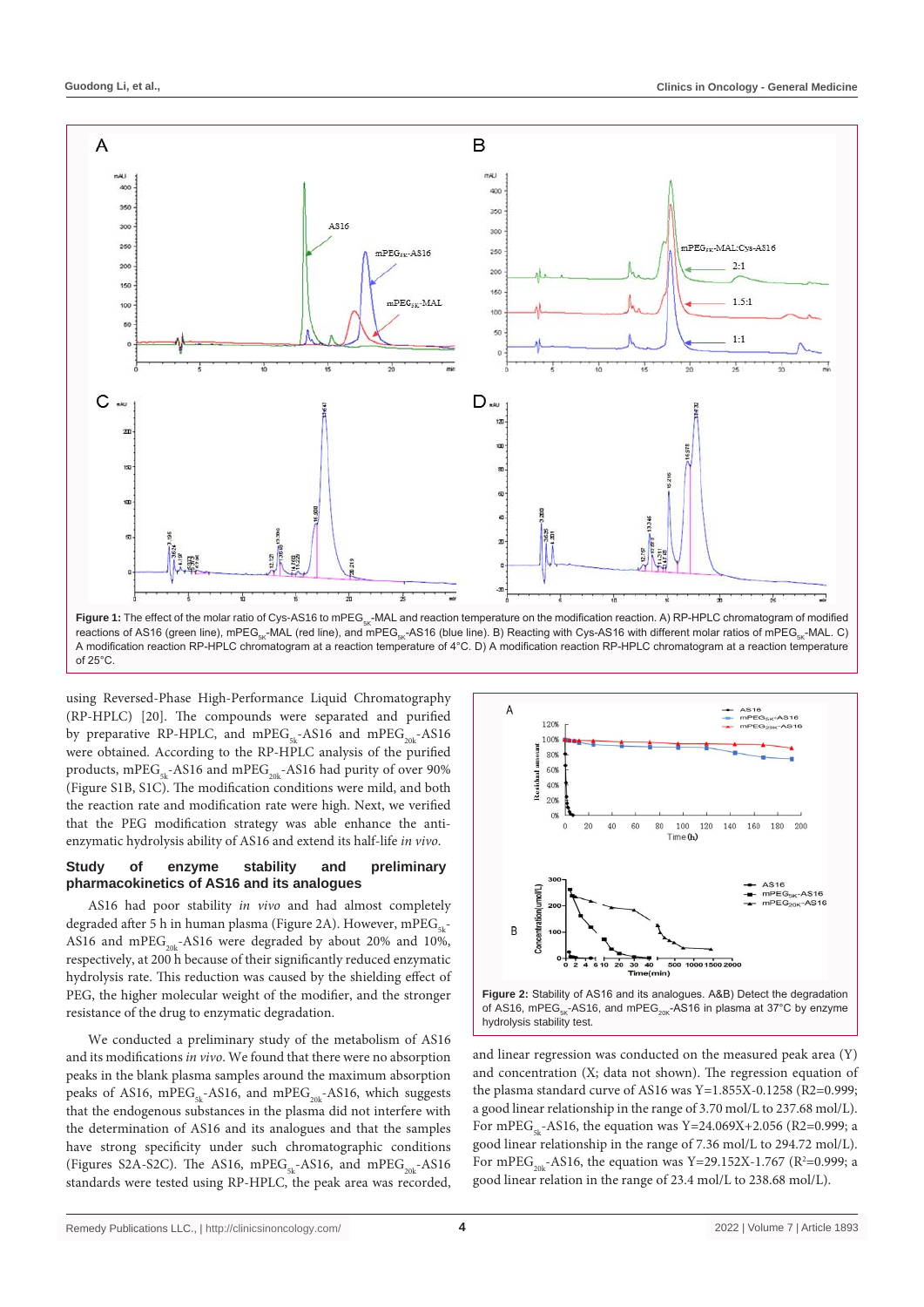**Figure 1:** The effect of the molar ratio of Cys-AS16 to $mPEG_{5K}$-MAL and reaction temperature on the modification reaction. A) RP-HPLC chromatogram of modified reactions of AS16 (green line), $mPEG_{5K}$-MAL (red line), and $mPEG_{5K}$-AS16 (blue line). B) Reacting with Cys-AS16 with different molar ratios of $mPEG_{5K}$-MAL. C) A modification reaction RP-HPLC chromatogram at a reaction temperature of 4°C. D) A modification reaction RP-HPLC chromatogram at a reaction temperature of 25°C.

using Reversed-Phase High-Performance Liquid Chromatography (RP-HPLC) [20]. The compounds were separated and purified by preparative RP-HPLC, and $mPEG_{5k}$-AS16 and $mPEG_{20k}$-AS16 were obtained. According to the RP-HPLC analysis of the purified products, $mPEG_{5k}$-AS16 and $mPEG_{20k}$-AS16 had purity of over 90% (Figure S1B, S1C). The modification conditions were mild, and both the reaction rate and modification rate were high. Next, we verified that the PEG modification strategy was able enhance the anti-enzymatic hydrolysis ability of AS16 and extend its half-life *in vivo*.

### Study of enzyme stability and preliminary pharmacokinetics of AS16 and its analogues

AS16 had poor stability *in vivo* and had almost completely degraded after 5 h in human plasma (Figure 2A). However, $mPEG_{5k}$-AS16 and $mPEG_{20k}$-AS16 were degraded by about 20% and 10%, respectively, at 200 h because of their significantly reduced enzymatic hydrolysis rate. This reduction was caused by the shielding effect of PEG, the higher molecular weight of the modifier, and the stronger resistance of the drug to enzymatic degradation.

We conducted a preliminary study of the metabolism of AS16 and its modifications *in vivo*. We found that there were no absorption peaks in the blank plasma samples around the maximum absorption peaks of AS16, $mPEG_{5k}$-AS16, and $mPEG_{20k}$-AS16, which suggests that the endogenous substances in the plasma did not interfere with the determination of AS16 and its analogues and that the samples have strong specificity under such chromatographic conditions (Figures S2A-S2C). The AS16, $mPEG_{5k}$-AS16, and $mPEG_{20k}$-AS16 standards were tested using RP-HPLC, the peak area was recorded, and linear regression was conducted on the measured peak area (Y) and concentration (X; data not shown). The regression equation of the plasma standard curve of AS16 was Y=1.855X-0.1258 (R2=0.999; a good linear relationship in the range of 3.70 mol/L to 237.68 mol/L). For $mPEG_{5k}$-AS16, the equation was Y=24.069X+2.056 (R2=0.999; a good linear relationship in the range of 7.36 mol/L to 294.72 mol/L). For $mPEG_{20k}$-AS16, the equation was Y=29.152X-1.767 ($R^2$=0.999; a good linear relation in the range of 23.4 mol/L to 238.68 mol/L).

**Figure 2:** Stability of AS16 and its analogues. A&B) Detect the degradation of AS16, $mPEG_{5K}$-AS16, and $mPEG_{20K}$-AS16 in plasma at 37°C by enzyme hydrolysis stability test.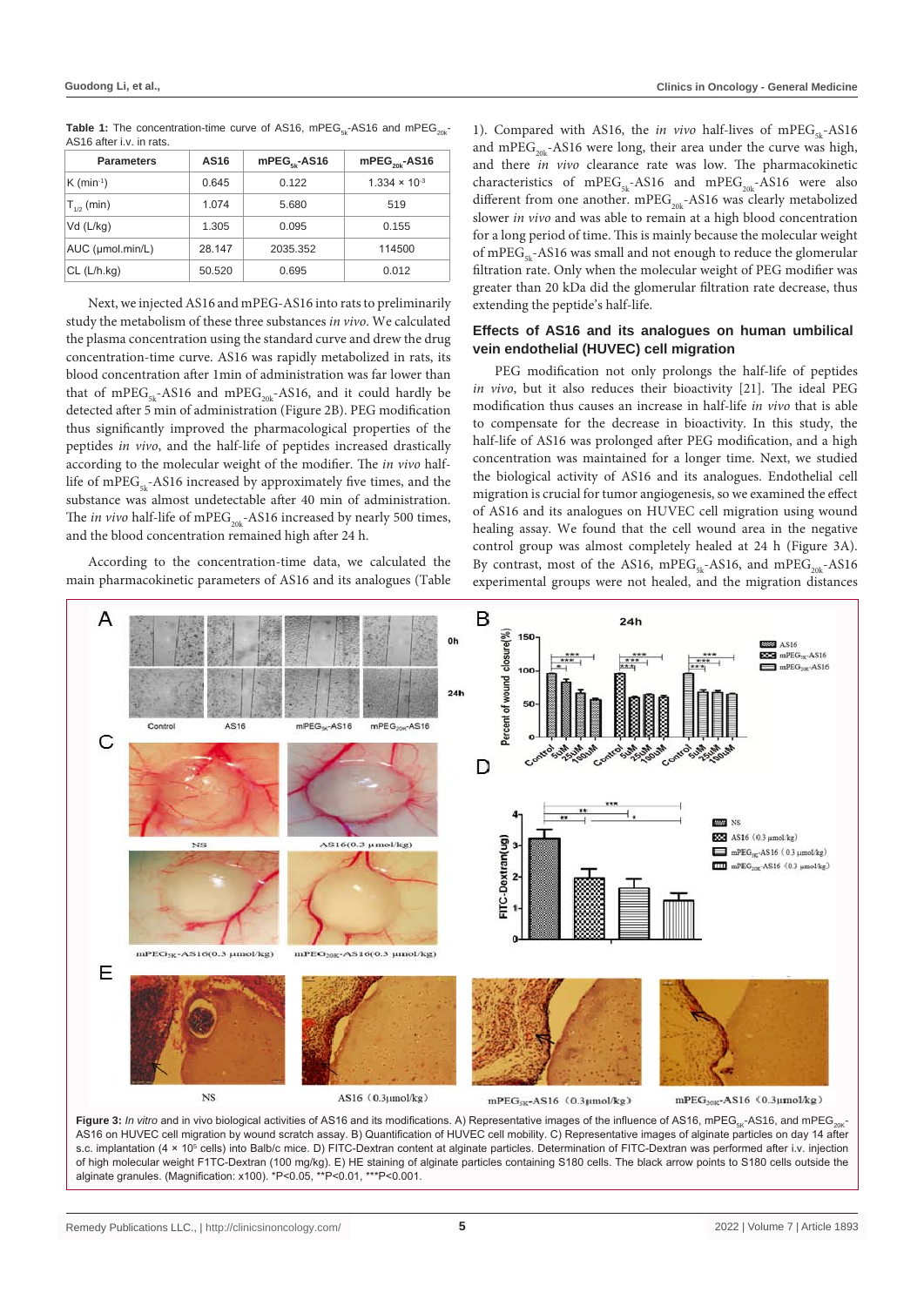**Table 1:** The concentration-time curve of AS16, mPEG$_{5k}$-AS16 and mPEG$_{20k}$-AS16 after i.v. in rats.

| Parameters | AS16 | mPEG$_{5k}$-AS16 | mPEG$_{20k}$-AS16 |
|---|---|---|---|
| K (min$^{-1}$) | 0.645 | 0.122 | 1.334 × $10^{-3}$ |
| $T_{1/2}$ (min) | 1.074 | 5.680 | 519 |
| Vd (L/kg) | 1.305 | 0.095 | 0.155 |
| AUC (µmol.min/L) | 28.147 | 2035.352 | 114500 |
| CL (L/h.kg) | 50.520 | 0.695 | 0.012 |

Next, we injected AS16 and mPEG-AS16 into rats to preliminarily study the metabolism of these three substances *in vivo*. We calculated the plasma concentration using the standard curve and drew the drug concentration-time curve. AS16 was rapidly metabolized in rats, its blood concentration after 1min of administration was far lower than that of mPEG$_{5k}$-AS16 and mPEG$_{20k}$-AS16, and it could hardly be detected after 5 min of administration (Figure 2B). PEG modification thus significantly improved the pharmacological properties of the peptides *in vivo*, and the half-life of peptides increased drastically according to the molecular weight of the modifier. The *in vivo* half-life of mPEG$_{5k}$-AS16 increased by approximately five times, and the substance was almost undetectable after 40 min of administration. The *in vivo* half-life of mPEG$_{20k}$-AS16 increased by nearly 500 times, and the blood concentration remained high after 24 h.

According to the concentration-time data, we calculated the main pharmacokinetic parameters of AS16 and its analogues (Table 1). Compared with AS16, the *in vivo* half-lives of mPEG$_{5k}$-AS16 and mPEG$_{20k}$-AS16 were long, their area under the curve was high, and there *in vivo* clearance rate was low. The pharmacokinetic characteristics of mPEG$_{5k}$-AS16 and mPEG$_{20k}$-AS16 were also different from one another. mPEG$_{20k}$-AS16 was clearly metabolized slower *in vivo* and was able to remain at a high blood concentration for a long period of time. This is mainly because the molecular weight of mPEG$_{5k}$-AS16 was small and not enough to reduce the glomerular filtration rate. Only when the molecular weight of PEG modifier was greater than 20 kDa did the glomerular filtration rate decrease, thus extending the peptide's half-life.

### Effects of AS16 and its analogues on human umbilical vein endothelial (HUVEC) cell migration

PEG modification not only prolongs the half-life of peptides *in vivo*, but it also reduces their bioactivity [21]. The ideal PEG modification thus causes an increase in half-life *in vivo* that is able to compensate for the decrease in bioactivity. In this study, the half-life of AS16 was prolonged after PEG modification, and a high concentration was maintained for a longer time. Next, we studied the biological activity of AS16 and its analogues. Endothelial cell migration is crucial for tumor angiogenesis, so we examined the effect of AS16 and its analogues on HUVEC cell migration using wound healing assay. We found that the cell wound area in the negative control group was almost completely healed at 24 h (Figure 3A). By contrast, most of the AS16, mPEG$_{5k}$-AS16, and mPEG$_{20k}$-AS16 experimental groups were not healed, and the migration distances

**Figure 3:** *In vitro* and in vivo biological activities of AS16 and its modifications. A) Representative images of the influence of AS16, mPEG$_{5K}$-AS16, and mPEG$_{20K}$-AS16 on HUVEC cell migration by wound scratch assay. B) Quantification of HUVEC cell mobility. C) Representative images of alginate particles on day 14 after s.c. implantation (4 × $10^5$ cells) into Balb/c mice. D) FITC-Dextran content at alginate particles. Determination of FITC-Dextran was performed after i.v. injection of high molecular weight F1TC-Dextran (100 mg/kg). E) HE staining of alginate particles containing S180 cells. The black arrow points to S180 cells outside the alginate granules. (Magnification: x100). *P<0.05, **P<0.01, ***P<0.001.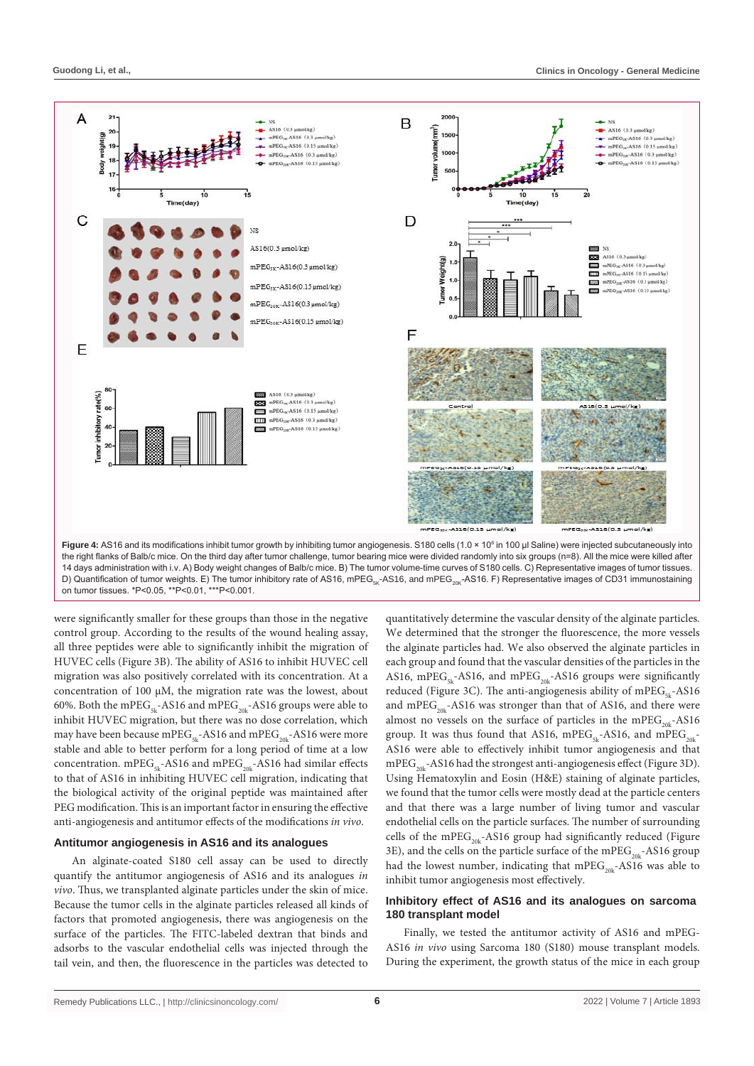**Figure 4:** AS16 and its modifications inhibit tumor growth by inhibiting tumor angiogenesis. S180 cells ($1.0 \times 10^6$ in 100 µl Saline) were injected subcutaneously into the right flanks of Balb/c mice. On the third day after tumor challenge, tumor bearing mice were divided randomly into six groups (n=8). All the mice were killed after 14 days administration with i.v. A) Body weight changes of Balb/c mice. B) The tumor volume-time curves of S180 cells. C) Representative images of tumor tissues. D) Quantification of tumor weights. E) The tumor inhibitory rate of AS16, $mPEG_{5k}$-AS16, and $mPEG_{20K}$-AS16. F) Representative images of CD31 immunostaining on tumor tissues. *P<0.05, **P<0.01, ***P<0.001.

were significantly smaller for these groups than those in the negative control group. According to the results of the wound healing assay, all three peptides were able to significantly inhibit the migration of HUVEC cells (Figure 3B). The ability of AS16 to inhibit HUVEC cell migration was also positively correlated with its concentration. At a concentration of 100 µM, the migration rate was the lowest, about 60%. Both the $mPEG_{5k}$-AS16 and $mPEG_{20k}$-AS16 groups were able to inhibit HUVEC migration, but there was no dose correlation, which may have been because $mPEG_{5k}$-AS16 and $mPEG_{20k}$-AS16 were more stable and able to better perform for a long period of time at a low concentration. $mPEG_{5k}$-AS16 and $mPEG_{20k}$-AS16 had similar effects to that of AS16 in inhibiting HUVEC cell migration, indicating that the biological activity of the original peptide was maintained after PEG modification. This is an important factor in ensuring the effective anti-angiogenesis and antitumor effects of the modifications *in vivo*.

### Antitumor angiogenesis in AS16 and its analogues

An alginate-coated S180 cell assay can be used to directly quantify the antitumor angiogenesis of AS16 and its analogues *in vivo*. Thus, we transplanted alginate particles under the skin of mice. Because the tumor cells in the alginate particles released all kinds of factors that promoted angiogenesis, there was angiogenesis on the surface of the particles. The FITC-labeled dextran that binds and adsorbs to the vascular endothelial cells was injected through the tail vein, and then, the fluorescence in the particles was detected to quantitatively determine the vascular density of the alginate particles. We determined that the stronger the fluorescence, the more vessels the alginate particles had. We also observed the alginate particles in each group and found that the vascular densities of the particles in the AS16, $mPEG_{5k}$-AS16, and $mPEG_{20k}$-AS16 groups were significantly reduced (Figure 3C). The anti-angiogenesis ability of $mPEG_{5k}$-AS16 and $mPEG_{20k}$-AS16 was stronger than that of AS16, and there were almost no vessels on the surface of particles in the $mPEG_{20k}$-AS16 group. It was thus found that AS16, $mPEG_{5k}$-AS16, and $mPEG_{20k}$-AS16 were able to effectively inhibit tumor angiogenesis and that $mPEG_{20k}$-AS16 had the strongest anti-angiogenesis effect (Figure 3D). Using Hematoxylin and Eosin (H&E) staining of alginate particles, we found that the tumor cells were mostly dead at the particle centers and that there was a large number of living tumor and vascular endothelial cells on the particle surfaces. The number of surrounding cells of the $mPEG_{20k}$-AS16 group had significantly reduced (Figure 3E), and the cells on the particle surface of the $mPEG_{20k}$-AS16 group had the lowest number, indicating that $mPEG_{20k}$-AS16 was able to inhibit tumor angiogenesis most effectively.

### Inhibitory effect of AS16 and its analogues on sarcoma 180 transplant model

Finally, we tested the antitumor activity of AS16 and mPEG-AS16 *in vivo* using Sarcoma 180 (S180) mouse transplant models. During the experiment, the growth status of the mice in each group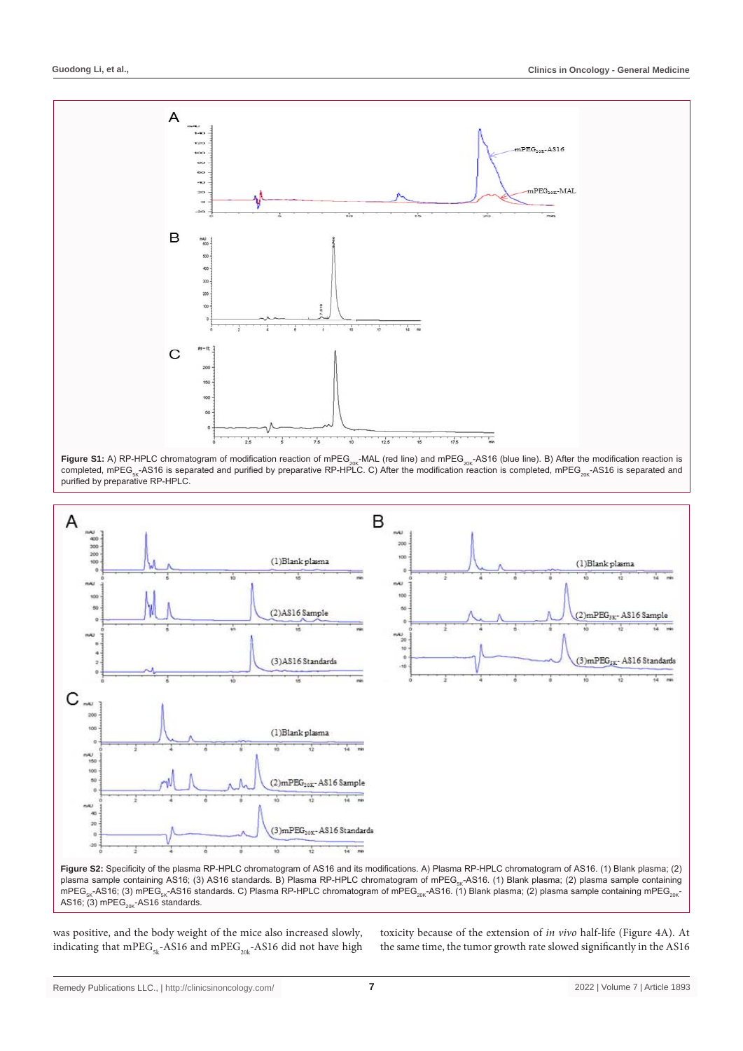**Figure S1:** A) RP-HPLC chromatogram of modification reaction of mPEG$_{20K}$-MAL (red line) and mPEG$_{20K}$-AS16 (blue line). B) After the modification reaction is completed, mPEG$_{5K}$-AS16 is separated and purified by preparative RP-HPLC. C) After the modification reaction is completed, mPEG$_{20K}$-AS16 is separated and purified by preparative RP-HPLC.

**Figure S2:** Specificity of the plasma RP-HPLC chromatogram of AS16 and its modifications. A) Plasma RP-HPLC chromatogram of AS16. (1) Blank plasma; (2) plasma sample containing AS16; (3) AS16 standards. B) Plasma RP-HPLC chromatogram of mPEG$_{5K}$-AS16. (1) Blank plasma; (2) plasma sample containing mPEG$_{5K}$-AS16; (3) mPEG$_{5K}$-AS16 standards. C) Plasma RP-HPLC chromatogram of mPEG$_{20K}$-AS16. (1) Blank plasma; (2) plasma sample containing mPEG$_{20K}$-AS16; (3) mPEG$_{20K}$-AS16 standards.

was positive, and the body weight of the mice also increased slowly, indicating that mPEG$_{5k}$-AS16 and mPEG$_{20k}$-AS16 did not have high toxicity because of the extension of *in vivo* half-life (Figure 4A). At the same time, the tumor growth rate slowed significantly in the AS16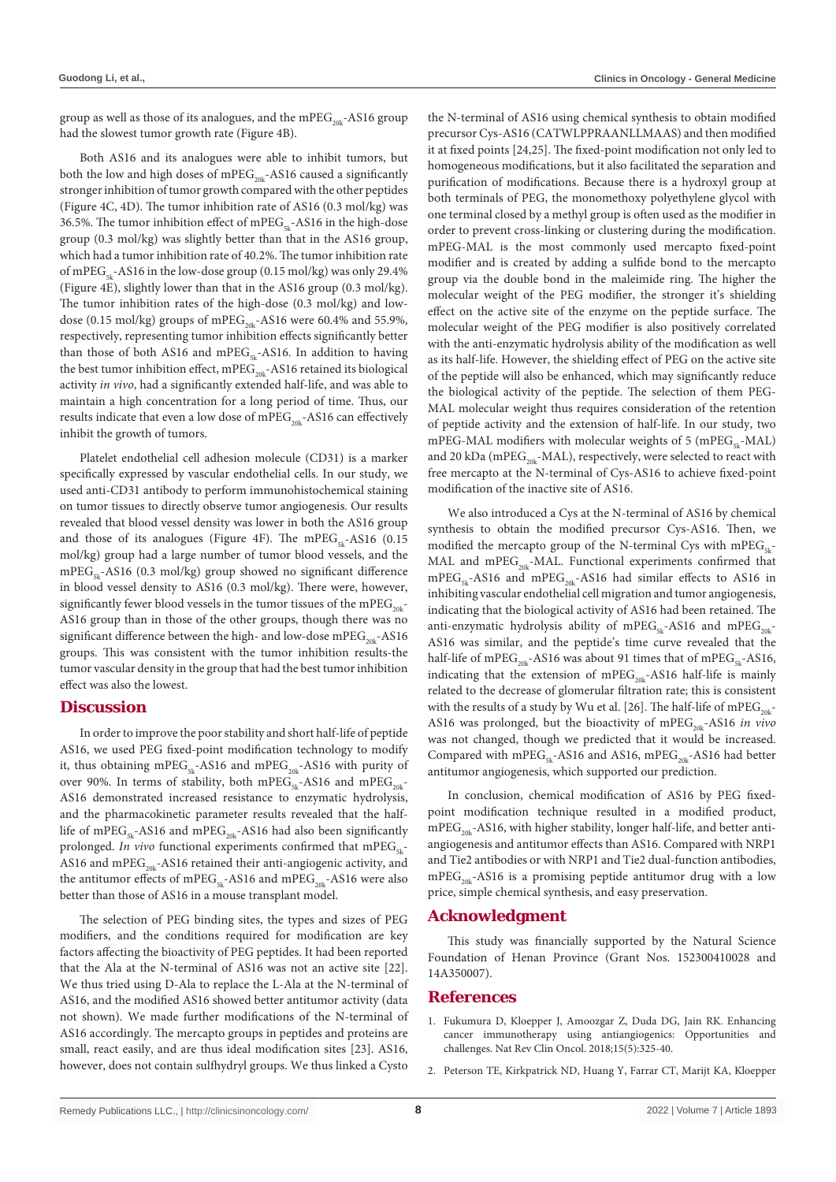group as well as those of its analogues, and the $mPEG_{20k}$-AS16 group had the slowest tumor growth rate (Figure 4B).

Both AS16 and its analogues were able to inhibit tumors, but both the low and high doses of $mPEG_{20k}$-AS16 caused a significantly stronger inhibition of tumor growth compared with the other peptides (Figure 4C, 4D). The tumor inhibition rate of AS16 (0.3 mol/kg) was 36.5%. The tumor inhibition effect of $mPEG_{5k}$-AS16 in the high-dose group (0.3 mol/kg) was slightly better than that in the AS16 group, which had a tumor inhibition rate of 40.2%. The tumor inhibition rate of $mPEG_{5k}$-AS16 in the low-dose group (0.15 mol/kg) was only 29.4% (Figure 4E), slightly lower than that in the AS16 group (0.3 mol/kg). The tumor inhibition rates of the high-dose (0.3 mol/kg) and low-dose (0.15 mol/kg) groups of $mPEG_{20k}$-AS16 were 60.4% and 55.9%, respectively, representing tumor inhibition effects significantly better than those of both AS16 and $mPEG_{5k}$-AS16. In addition to having the best tumor inhibition effect, $mPEG_{20k}$-AS16 retained its biological activity *in vivo*, had a significantly extended half-life, and was able to maintain a high concentration for a long period of time. Thus, our results indicate that even a low dose of $mPEG_{20k}$-AS16 can effectively inhibit the growth of tumors.

Platelet endothelial cell adhesion molecule (CD31) is a marker specifically expressed by vascular endothelial cells. In our study, we used anti-CD31 antibody to perform immunohistochemical staining on tumor tissues to directly observe tumor angiogenesis. Our results revealed that blood vessel density was lower in both the AS16 group and those of its analogues (Figure 4F). The $mPEG_{5k}$-AS16 (0.15 mol/kg) group had a large number of tumor blood vessels, and the $mPEG_{5k}$-AS16 (0.3 mol/kg) group showed no significant difference in blood vessel density to AS16 (0.3 mol/kg). There were, however, significantly fewer blood vessels in the tumor tissues of the $mPEG_{20k}$-AS16 group than in those of the other groups, though there was no significant difference between the high- and low-dose $mPEG_{20k}$-AS16 groups. This was consistent with the tumor inhibition results-the tumor vascular density in the group that had the best tumor inhibition effect was also the lowest.

## Discussion

In order to improve the poor stability and short half-life of peptide AS16, we used PEG fixed-point modification technology to modify it, thus obtaining $mPEG_{5k}$-AS16 and $mPEG_{20k}$-AS16 with purity of over 90%. In terms of stability, both $mPEG_{5k}$-AS16 and $mPEG_{20k}$-AS16 demonstrated increased resistance to enzymatic hydrolysis, and the pharmacokinetic parameter results revealed that the half-life of $mPEG_{5k}$-AS16 and $mPEG_{20k}$-AS16 had also been significantly prolonged. *In vivo* functional experiments confirmed that $mPEG_{5k}$-AS16 and $mPEG_{20k}$-AS16 retained their anti-angiogenic activity, and the antitumor effects of $mPEG_{5k}$-AS16 and $mPEG_{20k}$-AS16 were also better than those of AS16 in a mouse transplant model.

The selection of PEG binding sites, the types and sizes of PEG modifiers, and the conditions required for modification are key factors affecting the bioactivity of PEG peptides. It had been reported that the Ala at the N-terminal of AS16 was not an active site [22]. We thus tried using D-Ala to replace the L-Ala at the N-terminal of AS16, and the modified AS16 showed better antitumor activity (data not shown). We made further modifications of the N-terminal of AS16 accordingly. The mercapto groups in peptides and proteins are small, react easily, and are thus ideal modification sites [23]. AS16, however, does not contain sulfhydryl groups. We thus linked a Cysto the N-terminal of AS16 using chemical synthesis to obtain modified precursor Cys-AS16 (CATWLPPRAANLLMAAS) and then modified it at fixed points [24,25]. The fixed-point modification not only led to homogeneous modifications, but it also facilitated the separation and purification of modifications. Because there is a hydroxyl group at both terminals of PEG, the monomethoxy polyethylene glycol with one terminal closed by a methyl group is often used as the modifier in order to prevent cross-linking or clustering during the modification. mPEG-MAL is the most commonly used mercapto fixed-point modifier and is created by adding a sulfide bond to the mercapto group via the double bond in the maleimide ring. The higher the molecular weight of the PEG modifier, the stronger it's shielding effect on the active site of the enzyme on the peptide surface. The molecular weight of the PEG modifier is also positively correlated with the anti-enzymatic hydrolysis ability of the modification as well as its half-life. However, the shielding effect of PEG on the active site of the peptide will also be enhanced, which may significantly reduce the biological activity of the peptide. The selection of them PEG-MAL molecular weight thus requires consideration of the retention of peptide activity and the extension of half-life. In our study, two mPEG-MAL modifiers with molecular weights of 5 ($mPEG_{5k}$-MAL) and 20 kDa ($mPEG_{20k}$-MAL), respectively, were selected to react with free mercapto at the N-terminal of Cys-AS16 to achieve fixed-point modification of the inactive site of AS16.

We also introduced a Cys at the N-terminal of AS16 by chemical synthesis to obtain the modified precursor Cys-AS16. Then, we modified the mercapto group of the N-terminal Cys with $mPEG_{5k}$-MAL and $mPEG_{20k}$-MAL. Functional experiments confirmed that $mPEG_{5k}$-AS16 and $mPEG_{20k}$-AS16 had similar effects to AS16 in inhibiting vascular endothelial cell migration and tumor angiogenesis, indicating that the biological activity of AS16 had been retained. The anti-enzymatic hydrolysis ability of $mPEG_{5k}$-AS16 and $mPEG_{20k}$-AS16 was similar, and the peptide's time curve revealed that the half-life of $mPEG_{20k}$-AS16 was about 91 times that of $mPEG_{5k}$-AS16, indicating that the extension of $mPEG_{20k}$-AS16 half-life is mainly related to the decrease of glomerular filtration rate; this is consistent with the results of a study by Wu et al. [26]. The half-life of $mPEG_{20k}$-AS16 was prolonged, but the bioactivity of $mPEG_{20k}$-AS16 *in vivo* was not changed, though we predicted that it would be increased. Compared with $mPEG_{5k}$-AS16 and AS16, $mPEG_{20k}$-AS16 had better antitumor angiogenesis, which supported our prediction.

In conclusion, chemical modification of AS16 by PEG fixed-point modification technique resulted in a modified product, $mPEG_{20k}$-AS16, with higher stability, longer half-life, and better anti-angiogenesis and antitumor effects than AS16. Compared with NRP1 and Tie2 antibodies or with NRP1 and Tie2 dual-function antibodies, $mPEG_{20k}$-AS16 is a promising peptide antitumor drug with a low price, simple chemical synthesis, and easy preservation.

## Acknowledgment

This study was financially supported by the Natural Science Foundation of Henan Province (Grant Nos. 152300410028 and 14A350007).

## References

1. Fukumura D, Kloepper J, Amoozgar Z, Duda DG, Jain RK. Enhancing cancer immunotherapy using antiangiogenics: Opportunities and challenges. Nat Rev Clin Oncol. 2018;15(5):325-40.
2. Peterson TE, Kirkpatrick ND, Huang Y, Farrar CT, Marijt KA, Kloepper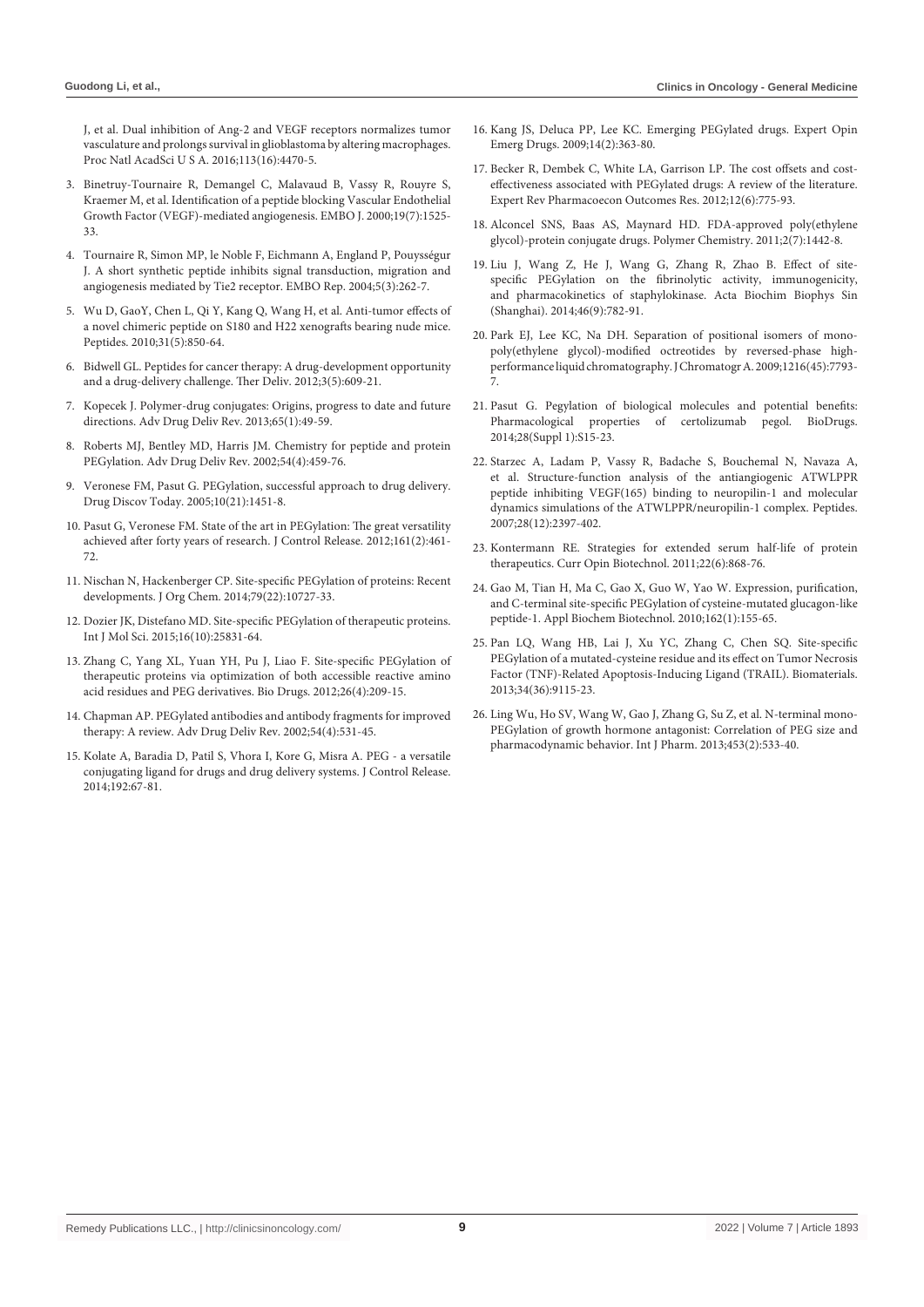J, et al. Dual inhibition of Ang-2 and VEGF receptors normalizes tumor vasculature and prolongs survival in glioblastoma by altering macrophages. Proc Natl AcadSci U S A. 2016;113(16):4470-5.

3. Binetruy-Tournaire R, Demangel C, Malavaud B, Vassy R, Rouyre S, Kraemer M, et al. Identification of a peptide blocking Vascular Endothelial Growth Factor (VEGF)-mediated angiogenesis. EMBO J. 2000;19(7):1525-33.
4. Tournaire R, Simon MP, le Noble F, Eichmann A, England P, Pouysségur J. A short synthetic peptide inhibits signal transduction, migration and angiogenesis mediated by Tie2 receptor. EMBO Rep. 2004;5(3):262-7.
5. Wu D, GaoY, Chen L, Qi Y, Kang Q, Wang H, et al. Anti-tumor effects of a novel chimeric peptide on S180 and H22 xenografts bearing nude mice. Peptides. 2010;31(5):850-64.
6. Bidwell GL. Peptides for cancer therapy: A drug-development opportunity and a drug-delivery challenge. Ther Deliv. 2012;3(5):609-21.
7. Kopecek J. Polymer-drug conjugates: Origins, progress to date and future directions. Adv Drug Deliv Rev. 2013;65(1):49-59.
8. Roberts MJ, Bentley MD, Harris JM. Chemistry for peptide and protein PEGylation. Adv Drug Deliv Rev. 2002;54(4):459-76.
9. Veronese FM, Pasut G. PEGylation, successful approach to drug delivery. Drug Discov Today. 2005;10(21):1451-8.
10. Pasut G, Veronese FM. State of the art in PEGylation: The great versatility achieved after forty years of research. J Control Release. 2012;161(2):461-72.
11. Nischan N, Hackenberger CP. Site-specific PEGylation of proteins: Recent developments. J Org Chem. 2014;79(22):10727-33.
12. Dozier JK, Distefano MD. Site-specific PEGylation of therapeutic proteins. Int J Mol Sci. 2015;16(10):25831-64.
13. Zhang C, Yang XL, Yuan YH, Pu J, Liao F. Site-specific PEGylation of therapeutic proteins via optimization of both accessible reactive amino acid residues and PEG derivatives. Bio Drugs. 2012;26(4):209-15.
14. Chapman AP. PEGylated antibodies and antibody fragments for improved therapy: A review. Adv Drug Deliv Rev. 2002;54(4):531-45.
15. Kolate A, Baradia D, Patil S, Vhora I, Kore G, Misra A. PEG - a versatile conjugating ligand for drugs and drug delivery systems. J Control Release. 2014;192:67-81.
16. Kang JS, Deluca PP, Lee KC. Emerging PEGylated drugs. Expert Opin Emerg Drugs. 2009;14(2):363-80.
17. Becker R, Dembek C, White LA, Garrison LP. The cost offsets and cost-effectiveness associated with PEGylated drugs: A review of the literature. Expert Rev Pharmacoecon Outcomes Res. 2012;12(6):775-93.
18. Alconcel SNS, Baas AS, Maynard HD. FDA-approved poly(ethylene glycol)-protein conjugate drugs. Polymer Chemistry. 2011;2(7):1442-8.
19. Liu J, Wang Z, He J, Wang G, Zhang R, Zhao B. Effect of site-specific PEGylation on the fibrinolytic activity, immunogenicity, and pharmacokinetics of staphylokinase. Acta Biochim Biophys Sin (Shanghai). 2014;46(9):782-91.
20. Park EJ, Lee KC, Na DH. Separation of positional isomers of mono-poly(ethylene glycol)-modified octreotides by reversed-phase high-performance liquid chromatography. J Chromatogr A. 2009;1216(45):7793-7.
21. Pasut G. Pegylation of biological molecules and potential benefits: Pharmacological properties of certolizumab pegol. BioDrugs. 2014;28(Suppl 1):S15-23.
22. Starzec A, Ladam P, Vassy R, Badache S, Bouchemal N, Navaza A, et al. Structure-function analysis of the antiangiogenic ATWLPPR peptide inhibiting VEGF(165) binding to neuropilin-1 and molecular dynamics simulations of the ATWLPPR/neuropilin-1 complex. Peptides. 2007;28(12):2397-402.
23. Kontermann RE. Strategies for extended serum half-life of protein therapeutics. Curr Opin Biotechnol. 2011;22(6):868-76.
24. Gao M, Tian H, Ma C, Gao X, Guo W, Yao W. Expression, purification, and C-terminal site-specific PEGylation of cysteine-mutated glucagon-like peptide-1. Appl Biochem Biotechnol. 2010;162(1):155-65.
25. Pan LQ, Wang HB, Lai J, Xu YC, Zhang C, Chen SQ. Site-specific PEGylation of a mutated-cysteine residue and its effect on Tumor Necrosis Factor (TNF)-Related Apoptosis-Inducing Ligand (TRAIL). Biomaterials. 2013;34(36):9115-23.
26. Ling Wu, Ho SV, Wang W, Gao J, Zhang G, Su Z, et al. N-terminal mono-PEGylation of growth hormone antagonist: Correlation of PEG size and pharmacodynamic behavior. Int J Pharm. 2013;453(2):533-40.